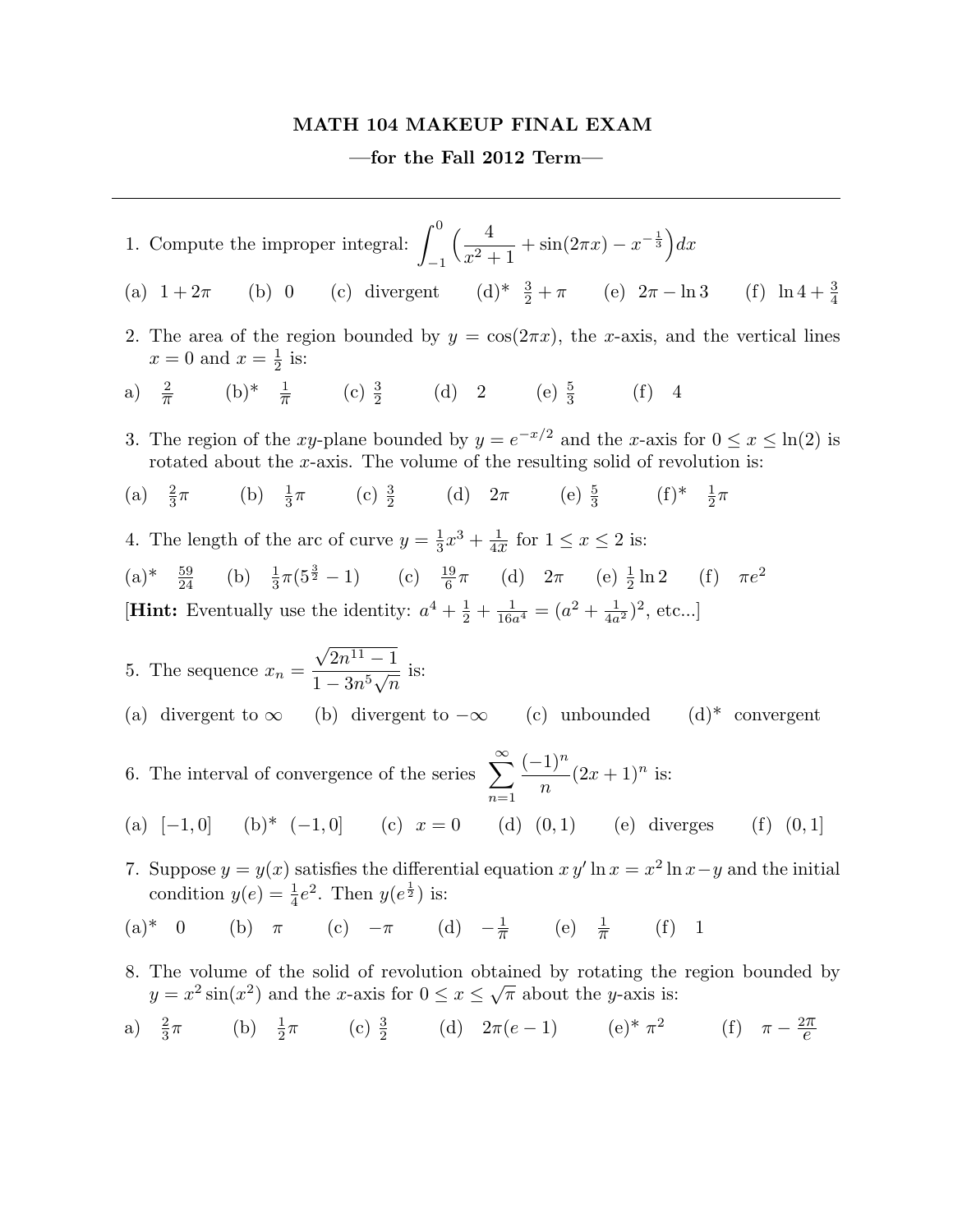# MATH 104 MAKEUP FINAL EXAM

## —for the Fall 2012 Term—

1. Compute the improper integral: $\int_{-1}^{0} \Big( \frac{4}{x^2+1} + \sin(2\pi x) - x^{-\frac{1}{3}} \Big) dx$

(a) $1 + 2\pi$  (b) $0$  (c) divergent  (d)* $\frac{3}{2} + \pi$  (e) $2\pi - \ln 3$  (f) $\ln 4 + \frac{3}{4}$

2. The area of the region bounded by $y = \cos(2\pi x)$, the $x$-axis, and the vertical lines $x = 0$ and $x = \frac{1}{2}$ is:

a) $\frac{2}{\pi}$  (b)* $\frac{1}{\pi}$  (c) $\frac{3}{2}$  (d) $2$  (e) $\frac{5}{3}$  (f) $4$

3. The region of the $xy$-plane bounded by $y = e^{-x/2}$ and the $x$-axis for $0 \le x \le \ln(2)$ is rotated about the $x$-axis. The volume of the resulting solid of revolution is:

(a) $\frac{2}{3}\pi$  (b) $\frac{1}{3}\pi$  (c) $\frac{3}{2}$  (d) $2\pi$  (e) $\frac{5}{3}$  (f)* $\frac{1}{2}\pi$

4. The length of the arc of curve $y = \frac{1}{3}x^3 + \frac{1}{4x}$ for $1 \le x \le 2$ is:

(a)* $\frac{59}{24}$  (b) $\frac{1}{3}\pi(5^{\frac{3}{2}} - 1)$  (c) $\frac{19}{6}\pi$  (d) $2\pi$  (e) $\frac{1}{2}\ln 2$  (f) $\pi e^2$

[**Hint:** Eventually use the identity: $a^4 + \frac{1}{2} + \frac{1}{16a^4} = (a^2 + \frac{1}{4a^2})^2$, etc...]

5. The sequence $x_n = \frac{\sqrt{2n^{11} - 1}}{1 - 3n^5\sqrt{n}}$ is:

(a) divergent to $\infty$  (b) divergent to $-\infty$  (c) unbounded  (d)* convergent

6. The interval of convergence of the series $\sum_{n=1}^{\infty} \frac{(-1)^n}{n}(2x+1)^n$ is:

(a) $[-1, 0]$  (b)* $(-1, 0]$  (c) $x = 0$  (d) $(0, 1)$  (e) diverges  (f) $(0, 1]$

7. Suppose $y = y(x)$ satisfies the differential equation $x\, y' \ln x = x^2 \ln x - y$ and the initial condition $y(e) = \frac{1}{4}e^2$. Then $y(e^{\frac{1}{2}})$ is:

(a)* $0$  (b) $\pi$  (c) $-\pi$  (d) $-\frac{1}{\pi}$  (e) $\frac{1}{\pi}$  (f) $1$

8. The volume of the solid of revolution obtained by rotating the region bounded by $y = x^2 \sin(x^2)$ and the $x$-axis for $0 \le x \le \sqrt{\pi}$ about the $y$-axis is:

a) $\frac{2}{3}\pi$  (b) $\frac{1}{2}\pi$  (c) $\frac{3}{2}$  (d) $2\pi(e-1)$  (e)* $\pi^2$  (f) $\pi - \frac{2\pi}{e}$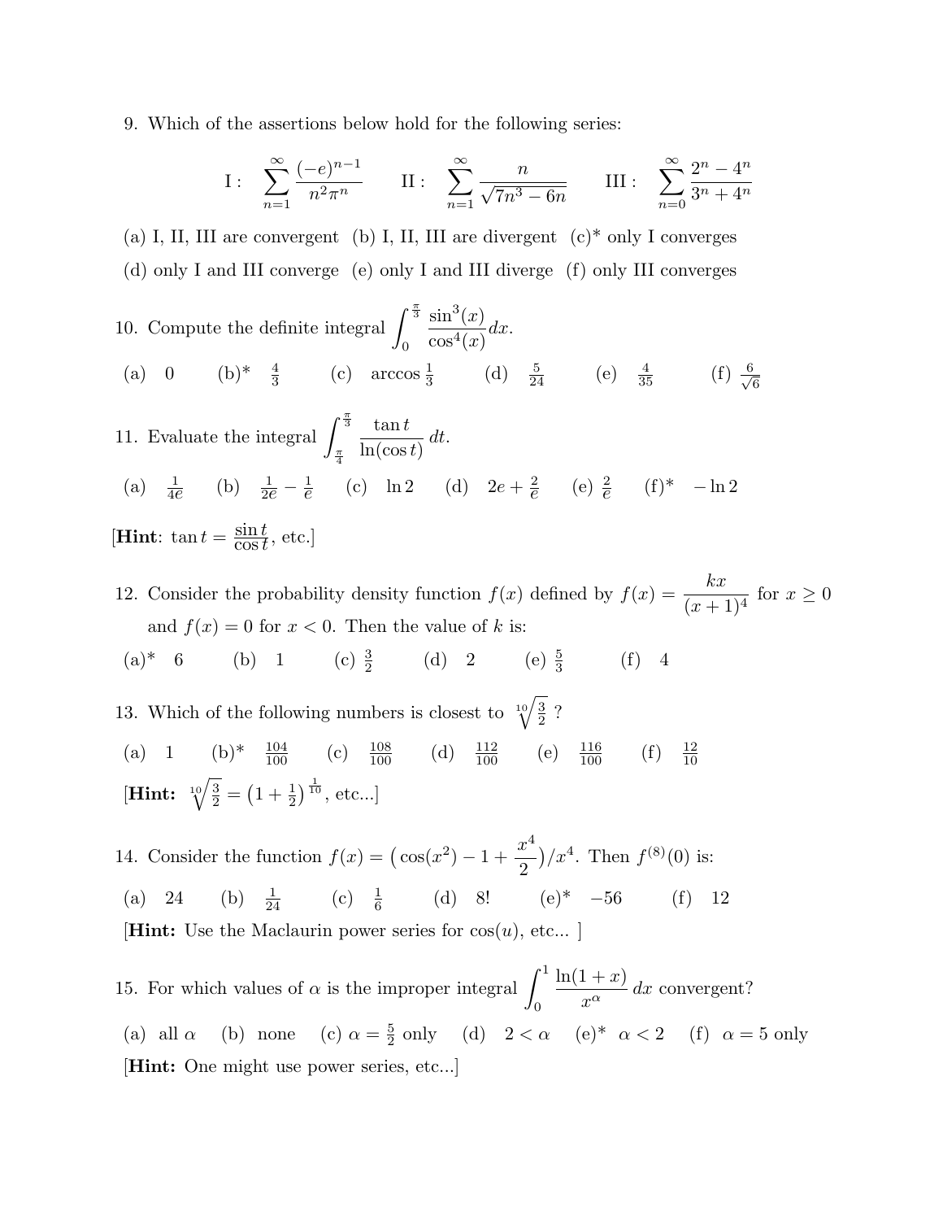9. Which of the assertions below hold for the following series:

$$\text{I}: \quad \sum_{n=1}^{\infty} \frac{(-e)^{n-1}}{n^2 \pi^n} \qquad \text{II}: \quad \sum_{n=1}^{\infty} \frac{n}{\sqrt{7n^3 - 6n}} \qquad \text{III}: \quad \sum_{n=0}^{\infty} \frac{2^n - 4^n}{3^n + 4^n}$$

(a) I, II, III are convergent (b) I, II, III are divergent (c)* only I converges
(d) only I and III converge (e) only I and III diverge (f) only III converges

10. Compute the definite integral $\displaystyle\int_0^{\frac{\pi}{3}} \frac{\sin^3(x)}{\cos^4(x)} dx$.

(a) $0$ (b)* $\frac{4}{3}$ (c) $\arccos \frac{1}{3}$ (d) $\frac{5}{24}$ (e) $\frac{4}{35}$ (f) $\frac{6}{\sqrt{6}}$

11. Evaluate the integral $\displaystyle\int_{\frac{\pi}{4}}^{\frac{\pi}{3}} \frac{\tan t}{\ln(\cos t)} dt$.

(a) $\frac{1}{4e}$ (b) $\frac{1}{2e} - \frac{1}{e}$ (c) $\ln 2$ (d) $2e + \frac{2}{e}$ (e) $\frac{2}{e}$ (f)* $-\ln 2$

[**Hint**: $\tan t = \frac{\sin t}{\cos t}$, etc.]

12. Consider the probability density function $f(x)$ defined by $f(x) = \dfrac{kx}{(x+1)^4}$ for $x \geq 0$ and $f(x) = 0$ for $x < 0$. Then the value of $k$ is:

(a)* $6$ (b) $1$ (c) $\frac{3}{2}$ (d) $2$ (e) $\frac{5}{3}$ (f) $4$

13. Which of the following numbers is closest to $\sqrt[10]{\frac{3}{2}}$ ?

(a) $1$ (b)* $\frac{104}{100}$ (c) $\frac{108}{100}$ (d) $\frac{112}{100}$ (e) $\frac{116}{100}$ (f) $\frac{12}{10}$

[**Hint:** $\sqrt[10]{\frac{3}{2}} = \left(1 + \frac{1}{2}\right)^{\frac{1}{10}}$, etc...]

14. Consider the function $f(x) = \left(\cos(x^2) - 1 + \dfrac{x^4}{2}\right)/x^4$. Then $f^{(8)}(0)$ is:

(a) $24$ (b) $\frac{1}{24}$ (c) $\frac{1}{6}$ (d) $8!$ (e)* $-56$ (f) $12$

[**Hint:** Use the Maclaurin power series for $\cos(u)$, etc... ]

15. For which values of $\alpha$ is the improper integral $\displaystyle\int_0^1 \frac{\ln(1+x)}{x^\alpha} dx$ convergent?

(a) all $\alpha$ (b) none (c) $\alpha = \frac{5}{2}$ only (d) $2 < \alpha$ (e)* $\alpha < 2$ (f) $\alpha = 5$ only

[**Hint:** One might use power series, etc...]